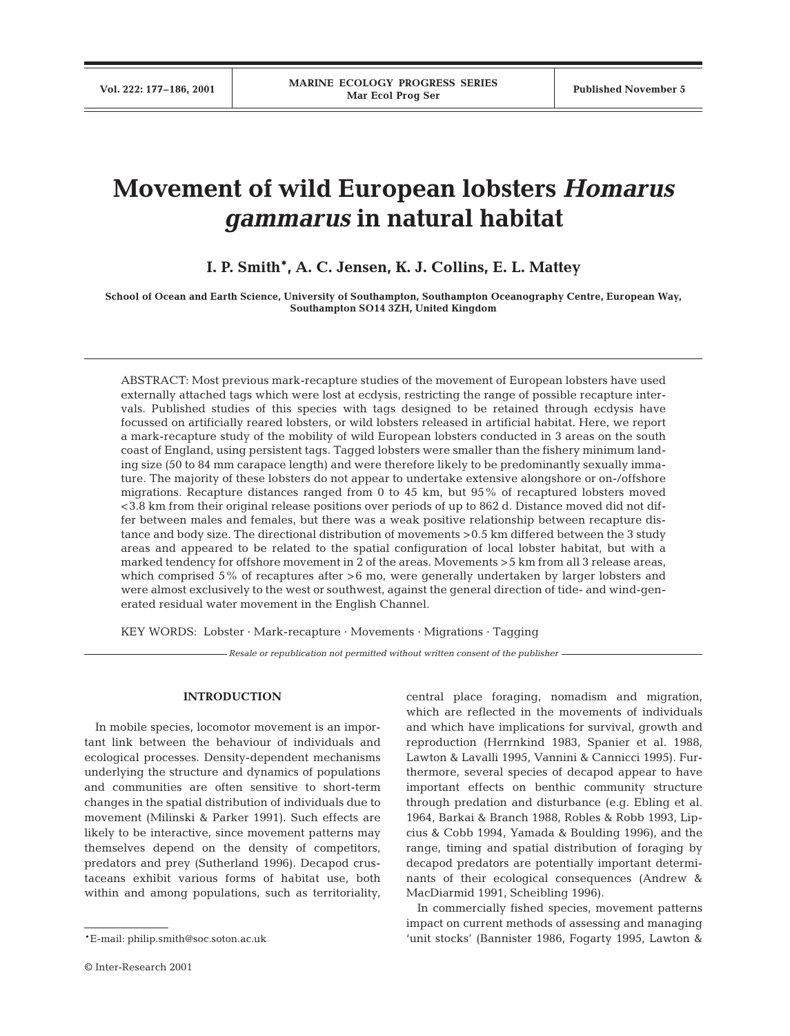# Movement of wild European lobsters *Homarus gammarus* in natural habitat

**I. P. Smith*, A. C. Jensen, K. J. Collins, E. L. Mattey**

**School of Ocean and Earth Science, University of Southampton, Southampton Oceanography Centre, European Way, Southampton SO14 3ZH, United Kingdom**

ABSTRACT: Most previous mark-recapture studies of the movement of European lobsters have used externally attached tags which were lost at ecdysis, restricting the range of possible recapture intervals. Published studies of this species with tags designed to be retained through ecdysis have focussed on artificially reared lobsters, or wild lobsters released in artificial habitat. Here, we report a mark-recapture study of the mobility of wild European lobsters conducted in 3 areas on the south coast of England, using persistent tags. Tagged lobsters were smaller than the fishery minimum landing size (50 to 84 mm carapace length) and were therefore likely to be predominantly sexually immature. The majority of these lobsters do not appear to undertake extensive alongshore or on-/offshore migrations. Recapture distances ranged from 0 to 45 km, but 95% of recaptured lobsters moved <3.8 km from their original release positions over periods of up to 862 d. Distance moved did not differ between males and females, but there was a weak positive relationship between recapture distance and body size. The directional distribution of movements >0.5 km differed between the 3 study areas and appeared to be related to the spatial configuration of local lobster habitat, but with a marked tendency for offshore movement in 2 of the areas. Movements >5 km from all 3 release areas, which comprised 5% of recaptures after >6 mo, were generally undertaken by larger lobsters and were almost exclusively to the west or southwest, against the general direction of tide- and wind-generated residual water movement in the English Channel.

KEY WORDS: Lobster · Mark-recapture · Movements · Migrations · Tagging

*Resale or republication not permitted without written consent of the publisher*

## INTRODUCTION

In mobile species, locomotor movement is an important link between the behaviour of individuals and ecological processes. Density-dependent mechanisms underlying the structure and dynamics of populations and communities are often sensitive to short-term changes in the spatial distribution of individuals due to movement (Milinski & Parker 1991). Such effects are likely to be interactive, since movement patterns may themselves depend on the density of competitors, predators and prey (Sutherland 1996). Decapod crustaceans exhibit various forms of habitat use, both within and among populations, such as territoriality, central place foraging, nomadism and migration, which are reflected in the movements of individuals and which have implications for survival, growth and reproduction (Herrnkind 1983, Spanier et al. 1988, Lawton & Lavalli 1995, Vannini & Cannicci 1995). Furthermore, several species of decapod appear to have important effects on benthic community structure through predation and disturbance (e.g. Ebling et al. 1964, Barkai & Branch 1988, Robles & Robb 1993, Lipcius & Cobb 1994, Yamada & Boulding 1996), and the range, timing and spatial distribution of foraging by decapod predators are potentially important determinants of their ecological consequences (Andrew & MacDiarmid 1991, Scheibling 1996).

In commercially fished species, movement patterns impact on current methods of assessing and managing 'unit stocks' (Bannister 1986, Fogarty 1995, Lawton &

*E-mail: philip.smith@soc.soton.ac.uk

© Inter-Research 2001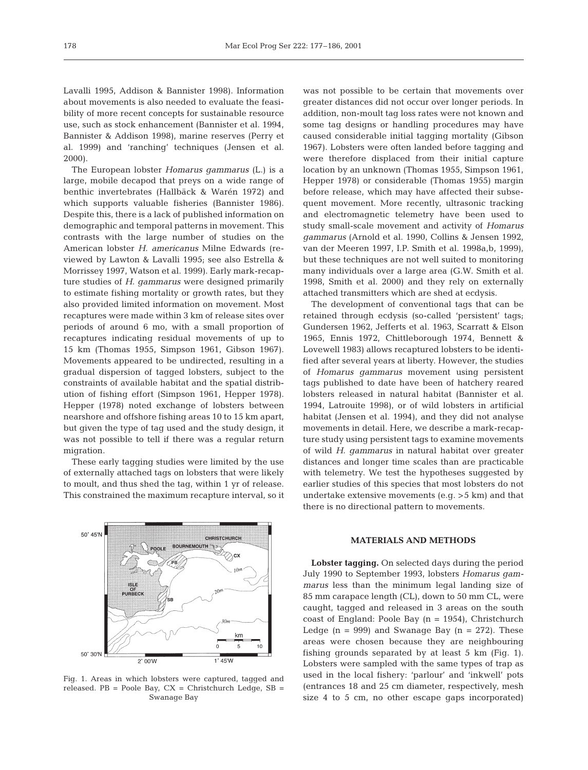Lavalli 1995, Addison & Bannister 1998). Information about movements is also needed to evaluate the feasibility of more recent concepts for sustainable resource use, such as stock enhancement (Bannister et al. 1994, Bannister & Addison 1998), marine reserves (Perry et al. 1999) and 'ranching' techniques (Jensen et al. 2000).

The European lobster *Homarus gammarus* (L.) is a large, mobile decapod that preys on a wide range of benthic invertebrates (Hallbäck & Warén 1972) and which supports valuable fisheries (Bannister 1986). Despite this, there is a lack of published information on demographic and temporal patterns in movement. This contrasts with the large number of studies on the American lobster *H. americanus* Milne Edwards (reviewed by Lawton & Lavalli 1995; see also Estrella & Morrissey 1997, Watson et al. 1999). Early mark-recapture studies of *H. gammarus* were designed primarily to estimate fishing mortality or growth rates, but they also provided limited information on movement. Most recaptures were made within 3 km of release sites over periods of around 6 mo, with a small proportion of recaptures indicating residual movements of up to 15 km (Thomas 1955, Simpson 1961, Gibson 1967). Movements appeared to be undirected, resulting in a gradual dispersion of tagged lobsters, subject to the constraints of available habitat and the spatial distribution of fishing effort (Simpson 1961, Hepper 1978). Hepper (1978) noted exchange of lobsters between nearshore and offshore fishing areas 10 to 15 km apart, but given the type of tag used and the study design, it was not possible to tell if there was a regular return migration.

These early tagging studies were limited by the use of externally attached tags on lobsters that were likely to moult, and thus shed the tag, within 1 yr of release. This constrained the maximum recapture interval, so it was not possible to be certain that movements over greater distances did not occur over longer periods. In addition, non-moult tag loss rates were not known and some tag designs or handling procedures may have caused considerable initial tagging mortality (Gibson 1967). Lobsters were often landed before tagging and were therefore displaced from their initial capture location by an unknown (Thomas 1955, Simpson 1961, Hepper 1978) or considerable (Thomas 1955) margin before release, which may have affected their subsequent movement. More recently, ultrasonic tracking and electromagnetic telemetry have been used to study small-scale movement and activity of *Homarus gammarus* (Arnold et al. 1990, Collins & Jensen 1992, van der Meeren 1997, I.P. Smith et al. 1998a,b, 1999), but these techniques are not well suited to monitoring many individuals over a large area (G.W. Smith et al. 1998, Smith et al. 2000) and they rely on externally attached transmitters which are shed at ecdysis.

The development of conventional tags that can be retained through ecdysis (so-called 'persistent' tags; Gundersen 1962, Jefferts et al. 1963, Scarratt & Elson 1965, Ennis 1972, Chittleborough 1974, Bennett & Lovewell 1983) allows recaptured lobsters to be identified after several years at liberty. However, the studies of *Homarus gammarus* movement using persistent tags published to date have been of hatchery reared lobsters released in natural habitat (Bannister et al. 1994, Latrouite 1998), or of wild lobsters in artificial habitat (Jensen et al. 1994), and they did not analyse movements in detail. Here, we describe a mark-recapture study using persistent tags to examine movements of wild *H. gammarus* in natural habitat over greater distances and longer time scales than are practicable with telemetry. We test the hypotheses suggested by earlier studies of this species that most lobsters do not undertake extensive movements (e.g. >5 km) and that there is no directional pattern to movements.

Fig. 1. Areas in which lobsters were captured, tagged and released. PB = Poole Bay, CX = Christchurch Ledge, SB = Swanage Bay

## MATERIALS AND METHODS

**Lobster tagging.** On selected days during the period July 1990 to September 1993, lobsters *Homarus gammarus* less than the minimum legal landing size of 85 mm carapace length (CL), down to 50 mm CL, were caught, tagged and released in 3 areas on the south coast of England: Poole Bay (n = 1954), Christchurch Ledge (n = 999) and Swanage Bay (n = 272). These areas were chosen because they are neighbouring fishing grounds separated by at least 5 km (Fig. 1). Lobsters were sampled with the same types of trap as used in the local fishery: 'parlour' and 'inkwell' pots (entrances 18 and 25 cm diameter, respectively, mesh size 4 to 5 cm, no other escape gaps incorporated)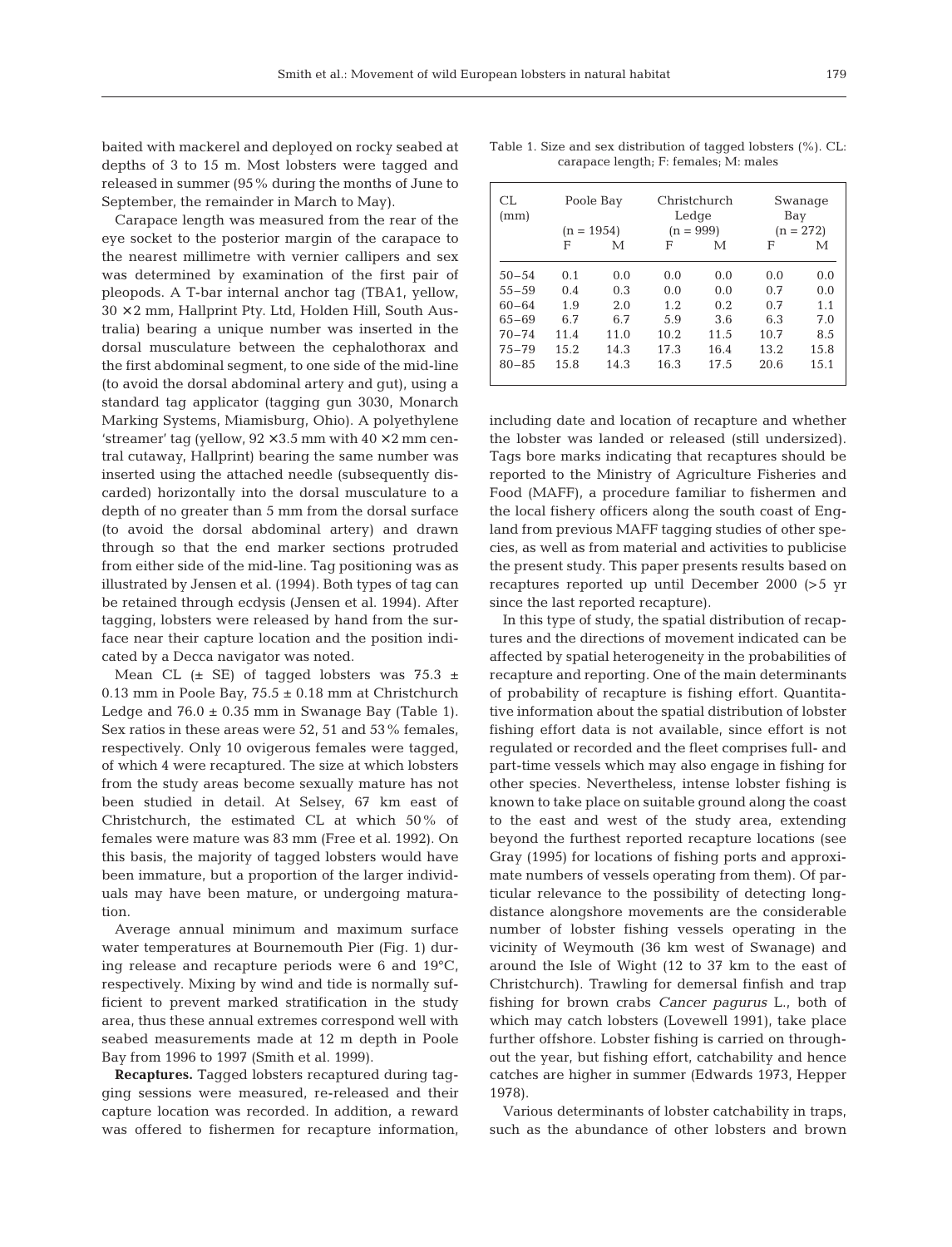baited with mackerel and deployed on rocky seabed at depths of 3 to 15 m. Most lobsters were tagged and released in summer (95% during the months of June to September, the remainder in March to May).

Carapace length was measured from the rear of the eye socket to the posterior margin of the carapace to the nearest millimetre with vernier callipers and sex was determined by examination of the first pair of pleopods. A T-bar internal anchor tag (TBA1, yellow, 30 × 2 mm, Hallprint Pty. Ltd, Holden Hill, South Australia) bearing a unique number was inserted in the dorsal musculature between the cephalothorax and the first abdominal segment, to one side of the mid-line (to avoid the dorsal abdominal artery and gut), using a standard tag applicator (tagging gun 3030, Monarch Marking Systems, Miamisburg, Ohio). A polyethylene 'streamer' tag (yellow, 92 × 3.5 mm with 40 × 2 mm central cutaway, Hallprint) bearing the same number was inserted using the attached needle (subsequently discarded) horizontally into the dorsal musculature to a depth of no greater than 5 mm from the dorsal surface (to avoid the dorsal abdominal artery) and drawn through so that the end marker sections protruded from either side of the mid-line. Tag positioning was as illustrated by Jensen et al. (1994). Both types of tag can be retained through ecdysis (Jensen et al. 1994). After tagging, lobsters were released by hand from the surface near their capture location and the position indicated by a Decca navigator was noted.

Mean CL (± SE) of tagged lobsters was 75.3 ± 0.13 mm in Poole Bay, 75.5 ± 0.18 mm at Christchurch Ledge and 76.0 ± 0.35 mm in Swanage Bay (Table 1). Sex ratios in these areas were 52, 51 and 53% females, respectively. Only 10 ovigerous females were tagged, of which 4 were recaptured. The size at which lobsters from the study areas become sexually mature has not been studied in detail. At Selsey, 67 km east of Christchurch, the estimated CL at which 50% of females were mature was 83 mm (Free et al. 1992). On this basis, the majority of tagged lobsters would have been immature, but a proportion of the larger individuals may have been mature, or undergoing maturation.

Average annual minimum and maximum surface water temperatures at Bournemouth Pier (Fig. 1) during release and recapture periods were 6 and 19°C, respectively. Mixing by wind and tide is normally sufficient to prevent marked stratification in the study area, thus these annual extremes correspond well with seabed measurements made at 12 m depth in Poole Bay from 1996 to 1997 (Smith et al. 1999).

**Recaptures.** Tagged lobsters recaptured during tagging sessions were measured, re-released and their capture location was recorded. In addition, a reward was offered to fishermen for recapture information, including date and location of recapture and whether the lobster was landed or released (still undersized). Tags bore marks indicating that recaptures should be reported to the Ministry of Agriculture Fisheries and Food (MAFF), a procedure familiar to fishermen and the local fishery officers along the south coast of England from previous MAFF tagging studies of other species, as well as from material and activities to publicise the present study. This paper presents results based on recaptures reported up until December 2000 (>5 yr since the last reported recapture).

In this type of study, the spatial distribution of recaptures and the directions of movement indicated can be affected by spatial heterogeneity in the probabilities of recapture and reporting. One of the main determinants of probability of recapture is fishing effort. Quantitative information about the spatial distribution of lobster fishing effort data is not available, since effort is not regulated or recorded and the fleet comprises full- and part-time vessels which may also engage in fishing for other species. Nevertheless, intense lobster fishing is known to take place on suitable ground along the coast to the east and west of the study area, extending beyond the furthest reported recapture locations (see Gray (1995) for locations of fishing ports and approximate numbers of vessels operating from them). Of particular relevance to the possibility of detecting long-distance alongshore movements are the considerable number of lobster fishing vessels operating in the vicinity of Weymouth (36 km west of Swanage) and around the Isle of Wight (12 to 37 km to the east of Christchurch). Trawling for demersal finfish and trap fishing for brown crabs *Cancer pagurus* L., both of which may catch lobsters (Lovewell 1991), take place further offshore. Lobster fishing is carried on throughout the year, but fishing effort, catchability and hence catches are higher in summer (Edwards 1973, Hepper 1978).

Various determinants of lobster catchability in traps, such as the abundance of other lobsters and brown

Table 1. Size and sex distribution of tagged lobsters (%). CL: carapace length; F: females; M: males

| CL (mm) | Poole Bay (n = 1954) | | Christchurch Ledge (n = 999) | | Swanage Bay (n = 272) | |
|---|---|---|---|---|---|---|
| | F | M | F | M | F | M |
| 50–54 | 0.1 | 0.0 | 0.0 | 0.0 | 0.0 | 0.0 |
| 55–59 | 0.4 | 0.3 | 0.0 | 0.0 | 0.7 | 0.0 |
| 60–64 | 1.9 | 2.0 | 1.2 | 0.2 | 0.7 | 1.1 |
| 65–69 | 6.7 | 6.7 | 5.9 | 3.6 | 6.3 | 7.0 |
| 70–74 | 11.4 | 11.0 | 10.2 | 11.5 | 10.7 | 8.5 |
| 75–79 | 15.2 | 14.3 | 17.3 | 16.4 | 13.2 | 15.8 |
| 80–85 | 15.8 | 14.3 | 16.3 | 17.5 | 20.6 | 15.1 |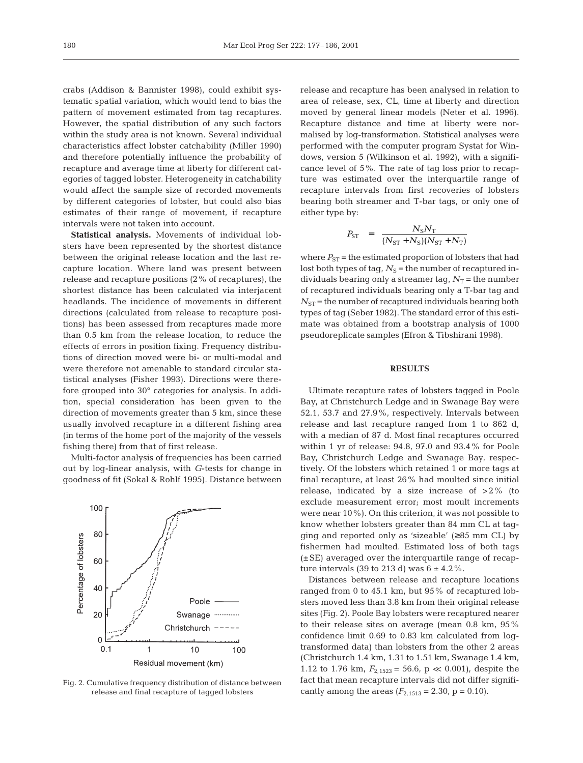crabs (Addison & Bannister 1998), could exhibit systematic spatial variation, which would tend to bias the pattern of movement estimated from tag recaptures. However, the spatial distribution of any such factors within the study area is not known. Several individual characteristics affect lobster catchability (Miller 1990) and therefore potentially influence the probability of recapture and average time at liberty for different categories of tagged lobster. Heterogeneity in catchability would affect the sample size of recorded movements by different categories of lobster, but could also bias estimates of their range of movement, if recapture intervals were not taken into account.

**Statistical analysis.** Movements of individual lobsters have been represented by the shortest distance between the original release location and the last recapture location. Where land was present between release and recapture positions (2% of recaptures), the shortest distance has been calculated via interjacent headlands. The incidence of movements in different directions (calculated from release to recapture positions) has been assessed from recaptures made more than 0.5 km from the release location, to reduce the effects of errors in position fixing. Frequency distributions of direction moved were bi- or multi-modal and were therefore not amenable to standard circular statistical analyses (Fisher 1993). Directions were therefore grouped into 30° categories for analysis. In addition, special consideration has been given to the direction of movements greater than 5 km, since these usually involved recapture in a different fishing area (in terms of the home port of the majority of the vessels fishing there) from that of first release.

Multi-factor analysis of frequencies has been carried out by log-linear analysis, with *G*-tests for change in goodness of fit (Sokal & Rohlf 1995). Distance between release and recapture has been analysed in relation to area of release, sex, CL, time at liberty and direction moved by general linear models (Neter et al. 1996). Recapture distance and time at liberty were normalised by log-transformation. Statistical analyses were performed with the computer program Systat for Windows, version 5 (Wilkinson et al. 1992), with a significance level of 5%. The rate of tag loss prior to recapture was estimated over the interquartile range of recapture intervals from first recoveries of lobsters bearing both streamer and T-bar tags, or only one of either type by:

$$P_{ST} = \frac{N_S N_T}{(N_{ST} + N_S)(N_{ST} + N_T)}$$

where $P_{ST}$ = the estimated proportion of lobsters that had lost both types of tag, $N_S$ = the number of recaptured individuals bearing only a streamer tag, $N_T$ = the number of recaptured individuals bearing only a T-bar tag and $N_{ST}$ = the number of recaptured individuals bearing both types of tag (Seber 1982). The standard error of this estimate was obtained from a bootstrap analysis of 1000 pseudoreplicate samples (Efron & Tibshirani 1998).

Fig. 2. Cumulative frequency distribution of distance between release and final recapture of tagged lobsters

## RESULTS

Ultimate recapture rates of lobsters tagged in Poole Bay, at Christchurch Ledge and in Swanage Bay were 52.1, 53.7 and 27.9%, respectively. Intervals between release and last recapture ranged from 1 to 862 d, with a median of 87 d. Most final recaptures occurred within 1 yr of release: 94.8, 97.0 and 93.4% for Poole Bay, Christchurch Ledge and Swanage Bay, respectively. Of the lobsters which retained 1 or more tags at final recapture, at least 26% had moulted since initial release, indicated by a size increase of >2% (to exclude measurement error; most moult increments were near 10%). On this criterion, it was not possible to know whether lobsters greater than 84 mm CL at tagging and reported only as 'sizeable' (≥85 mm CL) by fishermen had moulted. Estimated loss of both tags (±SE) averaged over the interquartile range of recapture intervals (39 to 213 d) was 6 ± 4.2%.

Distances between release and recapture locations ranged from 0 to 45.1 km, but 95% of recaptured lobsters moved less than 3.8 km from their original release sites (Fig. 2). Poole Bay lobsters were recaptured nearer to their release sites on average (mean 0.8 km, 95% confidence limit 0.69 to 0.83 km calculated from log-transformed data) than lobsters from the other 2 areas (Christchurch 1.4 km, 1.31 to 1.51 km, Swanage 1.4 km, 1.12 to 1.76 km, $F_{2,1523} = 56.6$, $p \ll 0.001$), despite the fact that mean recapture intervals did not differ significantly among the areas ($F_{2,1513} = 2.30$, $p = 0.10$).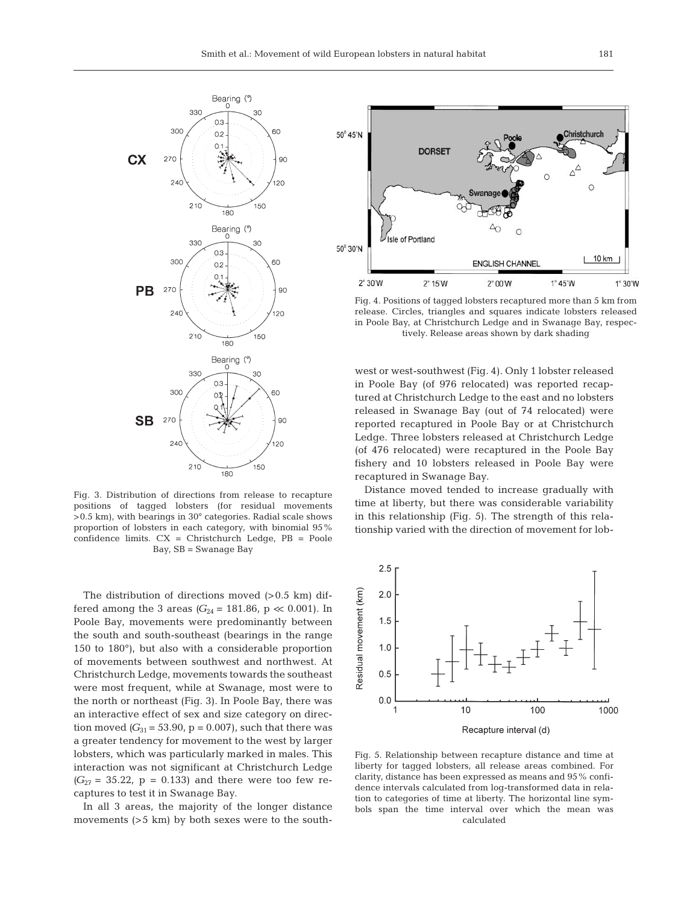Fig. 3. Distribution of directions from release to recapture positions of tagged lobsters (for residual movements >0.5 km), with bearings in 30° categories. Radial scale shows proportion of lobsters in each category, with binomial 95% confidence limits. CX = Christchurch Ledge, PB = Poole Bay, SB = Swanage Bay

Fig. 4. Positions of tagged lobsters recaptured more than 5 km from release. Circles, triangles and squares indicate lobsters released in Poole Bay, at Christchurch Ledge and in Swanage Bay, respectively. Release areas shown by dark shading

The distribution of directions moved (>0.5 km) differed among the 3 areas ($G_{24}$ = 181.86, $p \ll 0.001$). In Poole Bay, movements were predominantly between the south and south-southeast (bearings in the range 150 to 180°), but also with a considerable proportion of movements between southwest and northwest. At Christchurch Ledge, movements towards the southeast were most frequent, while at Swanage, most were to the north or northeast (Fig. 3). In Poole Bay, there was an interactive effect of sex and size category on direction moved ($G_{31}$ = 53.90, p = 0.007), such that there was a greater tendency for movement to the west by larger lobsters, which was particularly marked in males. This interaction was not significant at Christchurch Ledge ($G_{27}$ = 35.22, p = 0.133) and there were too few recaptures to test it in Swanage Bay.

In all 3 areas, the majority of the longer distance movements (>5 km) by both sexes were to the southwest or west-southwest (Fig. 4). Only 1 lobster released in Poole Bay (of 976 relocated) was reported recaptured at Christchurch Ledge to the east and no lobsters released in Swanage Bay (out of 74 relocated) were reported recaptured in Poole Bay or at Christchurch Ledge. Three lobsters released at Christchurch Ledge (of 476 relocated) were recaptured in the Poole Bay fishery and 10 lobsters released in Poole Bay were recaptured in Swanage Bay.

Distance moved tended to increase gradually with time at liberty, but there was considerable variability in this relationship (Fig. 5). The strength of this relationship varied with the direction of movement for lob-

Fig. 5. Relationship between recapture distance and time at liberty for tagged lobsters, all release areas combined. For clarity, distance has been expressed as means and 95% confidence intervals calculated from log-transformed data in relation to categories of time at liberty. The horizontal line symbols span the time interval over which the mean was calculated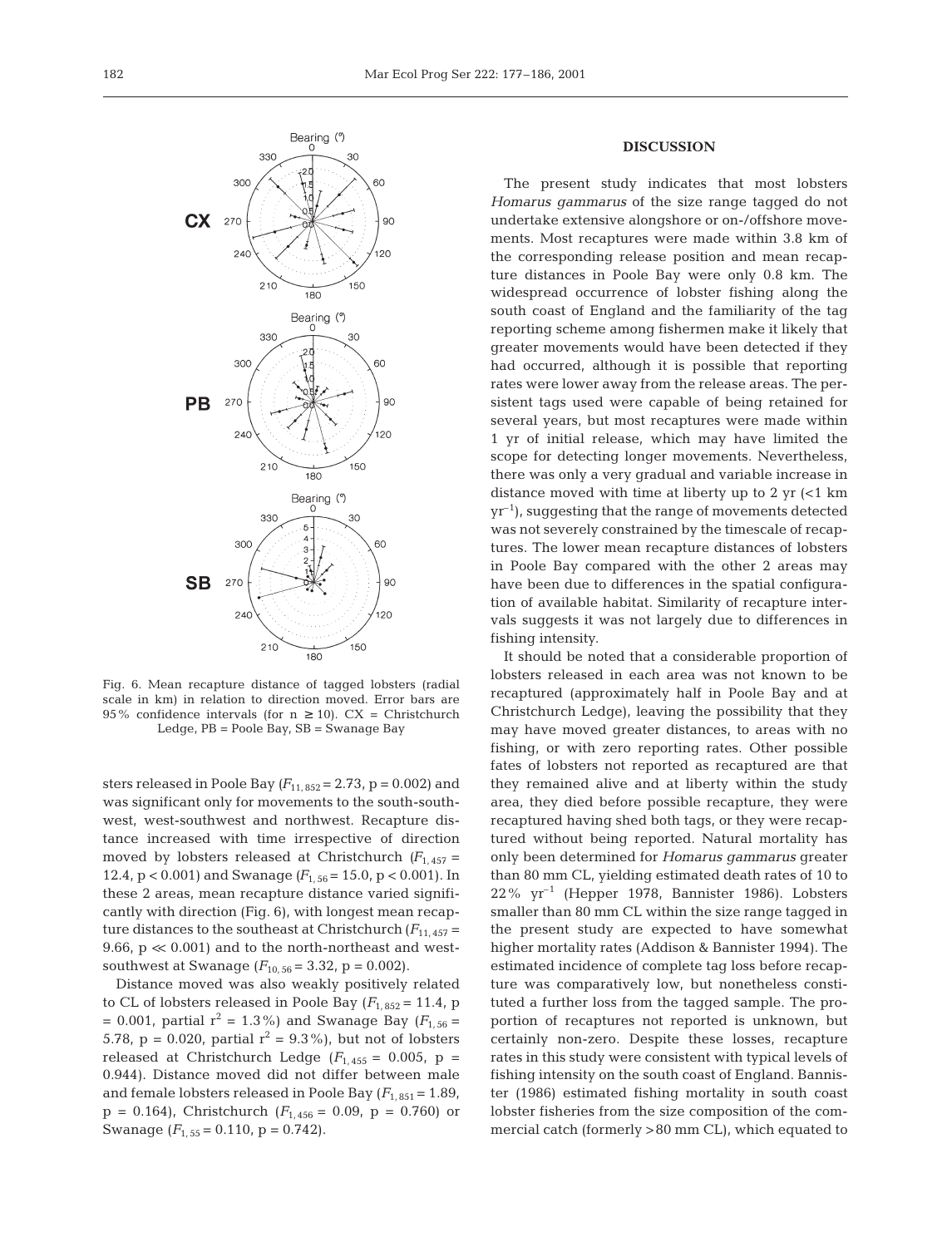Fig. 6. Mean recapture distance of tagged lobsters (radial scale in km) in relation to direction moved. Error bars are 95% confidence intervals (for n ≥ 10). CX = Christchurch Ledge, PB = Poole Bay, SB = Swanage Bay

sters released in Poole Bay ($F_{11,852} = 2.73$, p = 0.002) and was significant only for movements to the south-southwest, west-southwest and northwest. Recapture distance increased with time irrespective of direction moved by lobsters released at Christchurch ($F_{1,457}$ = 12.4, p < 0.001) and Swanage ($F_{1,56} = 15.0$, p < 0.001). In these 2 areas, mean recapture distance varied significantly with direction (Fig. 6), with longest mean recapture distances to the southeast at Christchurch ($F_{11,457}$ = 9.66, p ≪ 0.001) and to the north-northeast and west-southwest at Swanage ($F_{10,56} = 3.32$, p = 0.002).

Distance moved was also weakly positively related to CL of lobsters released in Poole Bay ($F_{1,852} = 11.4$, p = 0.001, partial $r^2$ = 1.3%) and Swanage Bay ($F_{1,56}$ = 5.78, p = 0.020, partial $r^2$ = 9.3%), but not of lobsters released at Christchurch Ledge ($F_{1,455} = 0.005$, p = 0.944). Distance moved did not differ between male and female lobsters released in Poole Bay ($F_{1,851} = 1.89$, p = 0.164), Christchurch ($F_{1,456} = 0.09$, p = 0.760) or Swanage ($F_{1,55} = 0.110$, p = 0.742).

## DISCUSSION

The present study indicates that most lobsters *Homarus gammarus* of the size range tagged do not undertake extensive alongshore or on-/offshore movements. Most recaptures were made within 3.8 km of the corresponding release position and mean recapture distances in Poole Bay were only 0.8 km. The widespread occurrence of lobster fishing along the south coast of England and the familiarity of the tag reporting scheme among fishermen make it likely that greater movements would have been detected if they had occurred, although it is possible that reporting rates were lower away from the release areas. The persistent tags used were capable of being retained for several years, but most recaptures were made within 1 yr of initial release, which may have limited the scope for detecting longer movements. Nevertheless, there was only a very gradual and variable increase in distance moved with time at liberty up to 2 yr (<1 km $yr^{-1}$), suggesting that the range of movements detected was not severely constrained by the timescale of recaptures. The lower mean recapture distances of lobsters in Poole Bay compared with the other 2 areas may have been due to differences in the spatial configuration of available habitat. Similarity of recapture intervals suggests it was not largely due to differences in fishing intensity.

It should be noted that a considerable proportion of lobsters released in each area was not known to be recaptured (approximately half in Poole Bay and at Christchurch Ledge), leaving the possibility that they may have moved greater distances, to areas with no fishing, or with zero reporting rates. Other possible fates of lobsters not reported as recaptured are that they remained alive and at liberty within the study area, they died before possible recapture, they were recaptured having shed both tags, or they were recaptured without being reported. Natural mortality has only been determined for *Homarus gammarus* greater than 80 mm CL, yielding estimated death rates of 10 to 22% $yr^{-1}$ (Hepper 1978, Bannister 1986). Lobsters smaller than 80 mm CL within the size range tagged in the present study are expected to have somewhat higher mortality rates (Addison & Bannister 1994). The estimated incidence of complete tag loss before recapture was comparatively low, but nonetheless constituted a further loss from the tagged sample. The proportion of recaptures not reported is unknown, but certainly non-zero. Despite these losses, recapture rates in this study were consistent with typical levels of fishing intensity on the south coast of England. Bannister (1986) estimated fishing mortality in south coast lobster fisheries from the size composition of the commercial catch (formerly >80 mm CL), which equated to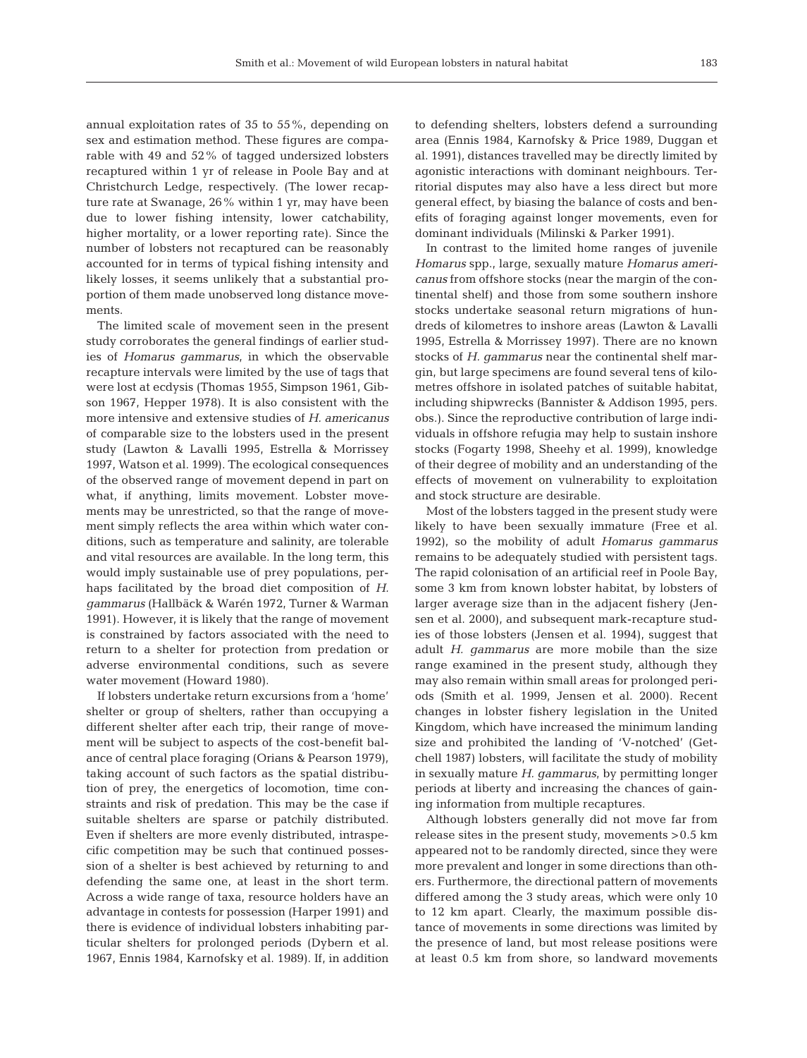annual exploitation rates of 35 to 55%, depending on sex and estimation method. These figures are comparable with 49 and 52% of tagged undersized lobsters recaptured within 1 yr of release in Poole Bay and at Christchurch Ledge, respectively. (The lower recapture rate at Swanage, 26% within 1 yr, may have been due to lower fishing intensity, lower catchability, higher mortality, or a lower reporting rate). Since the number of lobsters not recaptured can be reasonably accounted for in terms of typical fishing intensity and likely losses, it seems unlikely that a substantial proportion of them made unobserved long distance movements.

The limited scale of movement seen in the present study corroborates the general findings of earlier studies of *Homarus gammarus*, in which the observable recapture intervals were limited by the use of tags that were lost at ecdysis (Thomas 1955, Simpson 1961, Gibson 1967, Hepper 1978). It is also consistent with the more intensive and extensive studies of *H. americanus* of comparable size to the lobsters used in the present study (Lawton & Lavalli 1995, Estrella & Morrissey 1997, Watson et al. 1999). The ecological consequences of the observed range of movement depend in part on what, if anything, limits movement. Lobster movements may be unrestricted, so that the range of movement simply reflects the area within which water conditions, such as temperature and salinity, are tolerable and vital resources are available. In the long term, this would imply sustainable use of prey populations, perhaps facilitated by the broad diet composition of *H. gammarus* (Hallbäck & Warén 1972, Turner & Warman 1991). However, it is likely that the range of movement is constrained by factors associated with the need to return to a shelter for protection from predation or adverse environmental conditions, such as severe water movement (Howard 1980).

If lobsters undertake return excursions from a 'home' shelter or group of shelters, rather than occupying a different shelter after each trip, their range of movement will be subject to aspects of the cost-benefit balance of central place foraging (Orians & Pearson 1979), taking account of such factors as the spatial distribution of prey, the energetics of locomotion, time constraints and risk of predation. This may be the case if suitable shelters are sparse or patchily distributed. Even if shelters are more evenly distributed, intraspecific competition may be such that continued possession of a shelter is best achieved by returning to and defending the same one, at least in the short term. Across a wide range of taxa, resource holders have an advantage in contests for possession (Harper 1991) and there is evidence of individual lobsters inhabiting particular shelters for prolonged periods (Dybern et al. 1967, Ennis 1984, Karnofsky et al. 1989). If, in addition to defending shelters, lobsters defend a surrounding area (Ennis 1984, Karnofsky & Price 1989, Duggan et al. 1991), distances travelled may be directly limited by agonistic interactions with dominant neighbours. Territorial disputes may also have a less direct but more general effect, by biasing the balance of costs and benefits of foraging against longer movements, even for dominant individuals (Milinski & Parker 1991).

In contrast to the limited home ranges of juvenile *Homarus* spp., large, sexually mature *Homarus americanus* from offshore stocks (near the margin of the continental shelf) and those from some southern inshore stocks undertake seasonal return migrations of hundreds of kilometres to inshore areas (Lawton & Lavalli 1995, Estrella & Morrissey 1997). There are no known stocks of *H. gammarus* near the continental shelf margin, but large specimens are found several tens of kilometres offshore in isolated patches of suitable habitat, including shipwrecks (Bannister & Addison 1995, pers. obs.). Since the reproductive contribution of large individuals in offshore refugia may help to sustain inshore stocks (Fogarty 1998, Sheehy et al. 1999), knowledge of their degree of mobility and an understanding of the effects of movement on vulnerability to exploitation and stock structure are desirable.

Most of the lobsters tagged in the present study were likely to have been sexually immature (Free et al. 1992), so the mobility of adult *Homarus gammarus* remains to be adequately studied with persistent tags. The rapid colonisation of an artificial reef in Poole Bay, some 3 km from known lobster habitat, by lobsters of larger average size than in the adjacent fishery (Jensen et al. 2000), and subsequent mark-recapture studies of those lobsters (Jensen et al. 1994), suggest that adult *H. gammarus* are more mobile than the size range examined in the present study, although they may also remain within small areas for prolonged periods (Smith et al. 1999, Jensen et al. 2000). Recent changes in lobster fishery legislation in the United Kingdom, which have increased the minimum landing size and prohibited the landing of 'V-notched' (Getchell 1987) lobsters, will facilitate the study of mobility in sexually mature *H. gammarus*, by permitting longer periods at liberty and increasing the chances of gaining information from multiple recaptures.

Although lobsters generally did not move far from release sites in the present study, movements >0.5 km appeared not to be randomly directed, since they were more prevalent and longer in some directions than others. Furthermore, the directional pattern of movements differed among the 3 study areas, which were only 10 to 12 km apart. Clearly, the maximum possible distance of movements in some directions was limited by the presence of land, but most release positions were at least 0.5 km from shore, so landward movements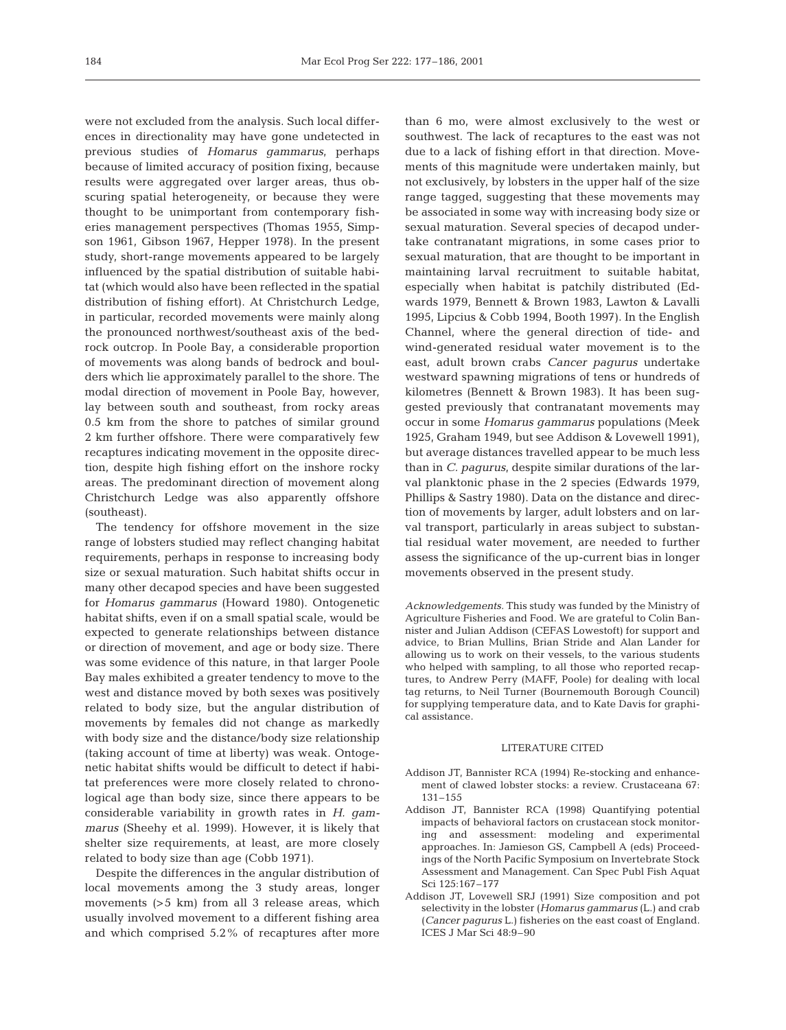were not excluded from the analysis. Such local differences in directionality may have gone undetected in previous studies of *Homarus gammarus*, perhaps because of limited accuracy of position fixing, because results were aggregated over larger areas, thus obscuring spatial heterogeneity, or because they were thought to be unimportant from contemporary fisheries management perspectives (Thomas 1955, Simpson 1961, Gibson 1967, Hepper 1978). In the present study, short-range movements appeared to be largely influenced by the spatial distribution of suitable habitat (which would also have been reflected in the spatial distribution of fishing effort). At Christchurch Ledge, in particular, recorded movements were mainly along the pronounced northwest/southeast axis of the bedrock outcrop. In Poole Bay, a considerable proportion of movements was along bands of bedrock and boulders which lie approximately parallel to the shore. The modal direction of movement in Poole Bay, however, lay between south and southeast, from rocky areas 0.5 km from the shore to patches of similar ground 2 km further offshore. There were comparatively few recaptures indicating movement in the opposite direction, despite high fishing effort on the inshore rocky areas. The predominant direction of movement along Christchurch Ledge was also apparently offshore (southeast).

The tendency for offshore movement in the size range of lobsters studied may reflect changing habitat requirements, perhaps in response to increasing body size or sexual maturation. Such habitat shifts occur in many other decapod species and have been suggested for *Homarus gammarus* (Howard 1980). Ontogenetic habitat shifts, even if on a small spatial scale, would be expected to generate relationships between distance or direction of movement, and age or body size. There was some evidence of this nature, in that larger Poole Bay males exhibited a greater tendency to move to the west and distance moved by both sexes was positively related to body size, but the angular distribution of movements by females did not change as markedly with body size and the distance/body size relationship (taking account of time at liberty) was weak. Ontogenetic habitat shifts would be difficult to detect if habitat preferences were more closely related to chronological age than body size, since there appears to be considerable variability in growth rates in *H. gammarus* (Sheehy et al. 1999). However, it is likely that shelter size requirements, at least, are more closely related to body size than age (Cobb 1971).

Despite the differences in the angular distribution of local movements among the 3 study areas, longer movements (>5 km) from all 3 release areas, which usually involved movement to a different fishing area and which comprised 5.2% of recaptures after more than 6 mo, were almost exclusively to the west or southwest. The lack of recaptures to the east was not due to a lack of fishing effort in that direction. Movements of this magnitude were undertaken mainly, but not exclusively, by lobsters in the upper half of the size range tagged, suggesting that these movements may be associated in some way with increasing body size or sexual maturation. Several species of decapod undertake contranatant migrations, in some cases prior to sexual maturation, that are thought to be important in maintaining larval recruitment to suitable habitat, especially when habitat is patchily distributed (Edwards 1979, Bennett & Brown 1983, Lawton & Lavalli 1995, Lipcius & Cobb 1994, Booth 1997). In the English Channel, where the general direction of tide- and wind-generated residual water movement is to the east, adult brown crabs *Cancer pagurus* undertake westward spawning migrations of tens or hundreds of kilometres (Bennett & Brown 1983). It has been suggested previously that contranatant movements may occur in some *Homarus gammarus* populations (Meek 1925, Graham 1949, but see Addison & Lovewell 1991), but average distances travelled appear to be much less than in *C. pagurus*, despite similar durations of the larval planktonic phase in the 2 species (Edwards 1979, Phillips & Sastry 1980). Data on the distance and direction of movements by larger, adult lobsters and on larval transport, particularly in areas subject to substantial residual water movement, are needed to further assess the significance of the up-current bias in longer movements observed in the present study.

*Acknowledgements.* This study was funded by the Ministry of Agriculture Fisheries and Food. We are grateful to Colin Bannister and Julian Addison (CEFAS Lowestoft) for support and advice, to Brian Mullins, Brian Stride and Alan Lander for allowing us to work on their vessels, to the various students who helped with sampling, to all those who reported recaptures, to Andrew Perry (MAFF, Poole) for dealing with local tag returns, to Neil Turner (Bournemouth Borough Council) for supplying temperature data, and to Kate Davis for graphical assistance.

## LITERATURE CITED

Addison JT, Bannister RCA (1994) Re-stocking and enhancement of clawed lobster stocks: a review. Crustaceana 67: 131–155

Addison JT, Bannister RCA (1998) Quantifying potential impacts of behavioral factors on crustacean stock monitoring and assessment: modeling and experimental approaches. In: Jamieson GS, Campbell A (eds) Proceedings of the North Pacific Symposium on Invertebrate Stock Assessment and Management. Can Spec Publ Fish Aquat Sci 125:167–177

Addison JT, Lovewell SRJ (1991) Size composition and pot selectivity in the lobster (*Homarus gammarus* (L.) and crab (*Cancer pagurus* L.) fisheries on the east coast of England. ICES J Mar Sci 48:9–90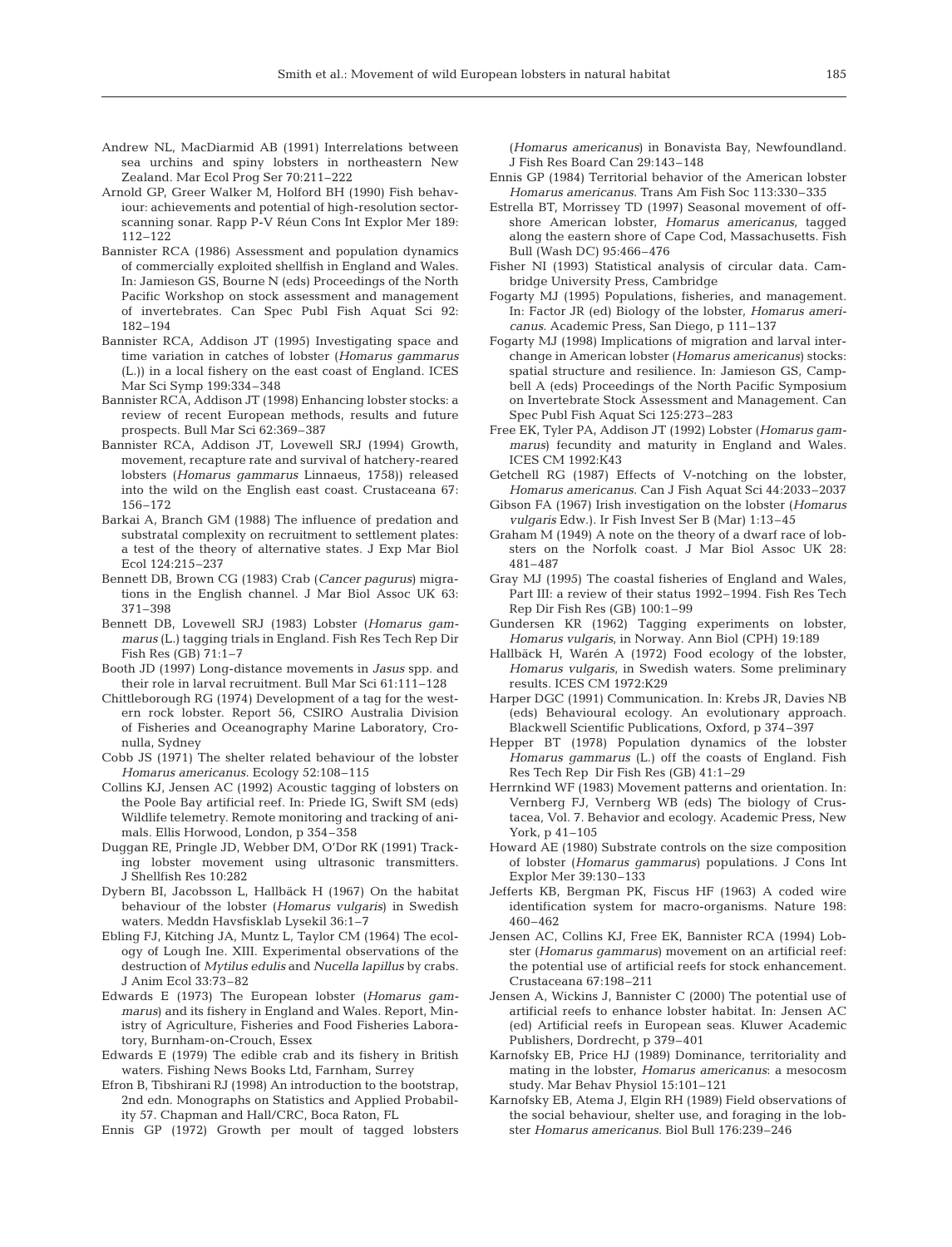Andrew NL, MacDiarmid AB (1991) Interrelations between sea urchins and spiny lobsters in northeastern New Zealand. Mar Ecol Prog Ser 70:211–222

Arnold GP, Greer Walker M, Holford BH (1990) Fish behaviour: achievements and potential of high-resolution sector-scanning sonar. Rapp P-V Réun Cons Int Explor Mer 189: 112–122

Bannister RCA (1986) Assessment and population dynamics of commercially exploited shellfish in England and Wales. In: Jamieson GS, Bourne N (eds) Proceedings of the North Pacific Workshop on stock assessment and management of invertebrates. Can Spec Publ Fish Aquat Sci 92: 182–194

Bannister RCA, Addison JT (1995) Investigating space and time variation in catches of lobster (*Homarus gammarus* (L.)) in a local fishery on the east coast of England. ICES Mar Sci Symp 199:334–348

Bannister RCA, Addison JT (1998) Enhancing lobster stocks: a review of recent European methods, results and future prospects. Bull Mar Sci 62:369–387

Bannister RCA, Addison JT, Lovewell SRJ (1994) Growth, movement, recapture rate and survival of hatchery-reared lobsters (*Homarus gammarus* Linnaeus, 1758)) released into the wild on the English east coast. Crustaceana 67: 156–172

Barkai A, Branch GM (1988) The influence of predation and substratal complexity on recruitment to settlement plates: a test of the theory of alternative states. J Exp Mar Biol Ecol 124:215–237

Bennett DB, Brown CG (1983) Crab (*Cancer pagurus*) migrations in the English channel. J Mar Biol Assoc UK 63: 371–398

Bennett DB, Lovewell SRJ (1983) Lobster (*Homarus gammarus* (L.) tagging trials in England. Fish Res Tech Rep Dir Fish Res (GB) 71:1–7

Booth JD (1997) Long-distance movements in *Jasus* spp. and their role in larval recruitment. Bull Mar Sci 61:111–128

Chittleborough RG (1974) Development of a tag for the western rock lobster. Report 56, CSIRO Australia Division of Fisheries and Oceanography Marine Laboratory, Cronulla, Sydney

Cobb JS (1971) The shelter related behaviour of the lobster *Homarus americanus.* Ecology 52:108–115

Collins KJ, Jensen AC (1992) Acoustic tagging of lobsters on the Poole Bay artificial reef. In: Priede IG, Swift SM (eds) Wildlife telemetry. Remote monitoring and tracking of animals. Ellis Horwood, London, p 354–358

Duggan RE, Pringle JD, Webber DM, O'Dor RK (1991) Tracking lobster movement using ultrasonic transmitters. J Shellfish Res 10:282

Dybern BI, Jacobsson L, Hallbäck H (1967) On the habitat behaviour of the lobster (*Homarus vulgaris*) in Swedish waters. Meddn Havsfisklab Lysekil 36:1–7

Ebling FJ, Kitching JA, Muntz L, Taylor CM (1964) The ecology of Lough Ine. XIII. Experimental observations of the destruction of *Mytilus edulis* and *Nucella lapillus* by crabs. J Anim Ecol 33:73–82

Edwards E (1973) The European lobster (*Homarus gammarus*) and its fishery in England and Wales. Report, Ministry of Agriculture, Fisheries and Food Fisheries Laboratory, Burnham-on-Crouch, Essex

Edwards E (1979) The edible crab and its fishery in British waters. Fishing News Books Ltd, Farnham, Surrey

Efron B, Tibshirani RJ (1998) An introduction to the bootstrap, 2nd edn. Monographs on Statistics and Applied Probability 57. Chapman and Hall/CRC, Boca Raton, FL

Ennis GP (1972) Growth per moult of tagged lobsters (*Homarus americanus*) in Bonavista Bay, Newfoundland. J Fish Res Board Can 29:143–148

Ennis GP (1984) Territorial behavior of the American lobster *Homarus americanus*. Trans Am Fish Soc 113:330–335

Estrella BT, Morrissey TD (1997) Seasonal movement of offshore American lobster, *Homarus americanus*, tagged along the eastern shore of Cape Cod, Massachusetts. Fish Bull (Wash DC) 95:466–476

Fisher NI (1993) Statistical analysis of circular data. Cambridge University Press, Cambridge

Fogarty MJ (1995) Populations, fisheries, and management. In: Factor JR (ed) Biology of the lobster, *Homarus americanus*. Academic Press, San Diego, p 111–137

Fogarty MJ (1998) Implications of migration and larval interchange in American lobster (*Homarus americanus*) stocks: spatial structure and resilience. In: Jamieson GS, Campbell A (eds) Proceedings of the North Pacific Symposium on Invertebrate Stock Assessment and Management. Can Spec Publ Fish Aquat Sci 125:273–283

Free EK, Tyler PA, Addison JT (1992) Lobster (*Homarus gammarus*) fecundity and maturity in England and Wales. ICES CM 1992:K43

Getchell RG (1987) Effects of V-notching on the lobster, *Homarus americanus.* Can J Fish Aquat Sci 44:2033–2037

Gibson FA (1967) Irish investigation on the lobster (*Homarus vulgaris* Edw.). Ir Fish Invest Ser B (Mar) 1:13–45

Graham M (1949) A note on the theory of a dwarf race of lobsters on the Norfolk coast. J Mar Biol Assoc UK 28: 481–487

Gray MJ (1995) The coastal fisheries of England and Wales, Part III: a review of their status 1992–1994. Fish Res Tech Rep Dir Fish Res (GB) 100:1–99

Gundersen KR (1962) Tagging experiments on lobster, *Homarus vulgaris*, in Norway. Ann Biol (CPH) 19:189

Hallbäck H, Warén A (1972) Food ecology of the lobster, *Homarus vulgaris*, in Swedish waters. Some preliminary results. ICES CM 1972:K29

Harper DGC (1991) Communication. In: Krebs JR, Davies NB (eds) Behavioural ecology. An evolutionary approach. Blackwell Scientific Publications, Oxford, p 374–397

Hepper BT (1978) Population dynamics of the lobster *Homarus gammarus* (L.) off the coasts of England. Fish Res Tech Rep Dir Fish Res (GB) 41:1–29

Herrnkind WF (1983) Movement patterns and orientation. In: Vernberg FJ, Vernberg WB (eds) The biology of Crustacea, Vol. 7. Behavior and ecology. Academic Press, New York, p 41–105

Howard AE (1980) Substrate controls on the size composition of lobster (*Homarus gammarus*) populations. J Cons Int Explor Mer 39:130–133

Jefferts KB, Bergman PK, Fiscus HF (1963) A coded wire identification system for macro-organisms. Nature 198: 460–462

Jensen AC, Collins KJ, Free EK, Bannister RCA (1994) Lobster (*Homarus gammarus*) movement on an artificial reef: the potential use of artificial reefs for stock enhancement. Crustaceana 67:198–211

Jensen A, Wickins J, Bannister C (2000) The potential use of artificial reefs to enhance lobster habitat. In: Jensen AC (ed) Artificial reefs in European seas. Kluwer Academic Publishers, Dordrecht, p 379–401

Karnofsky EB, Price HJ (1989) Dominance, territoriality and mating in the lobster, *Homarus americanus*: a mesocosm study. Mar Behav Physiol 15:101–121

Karnofsky EB, Atema J, Elgin RH (1989) Field observations of the social behaviour, shelter use, and foraging in the lobster *Homarus americanus.* Biol Bull 176:239–246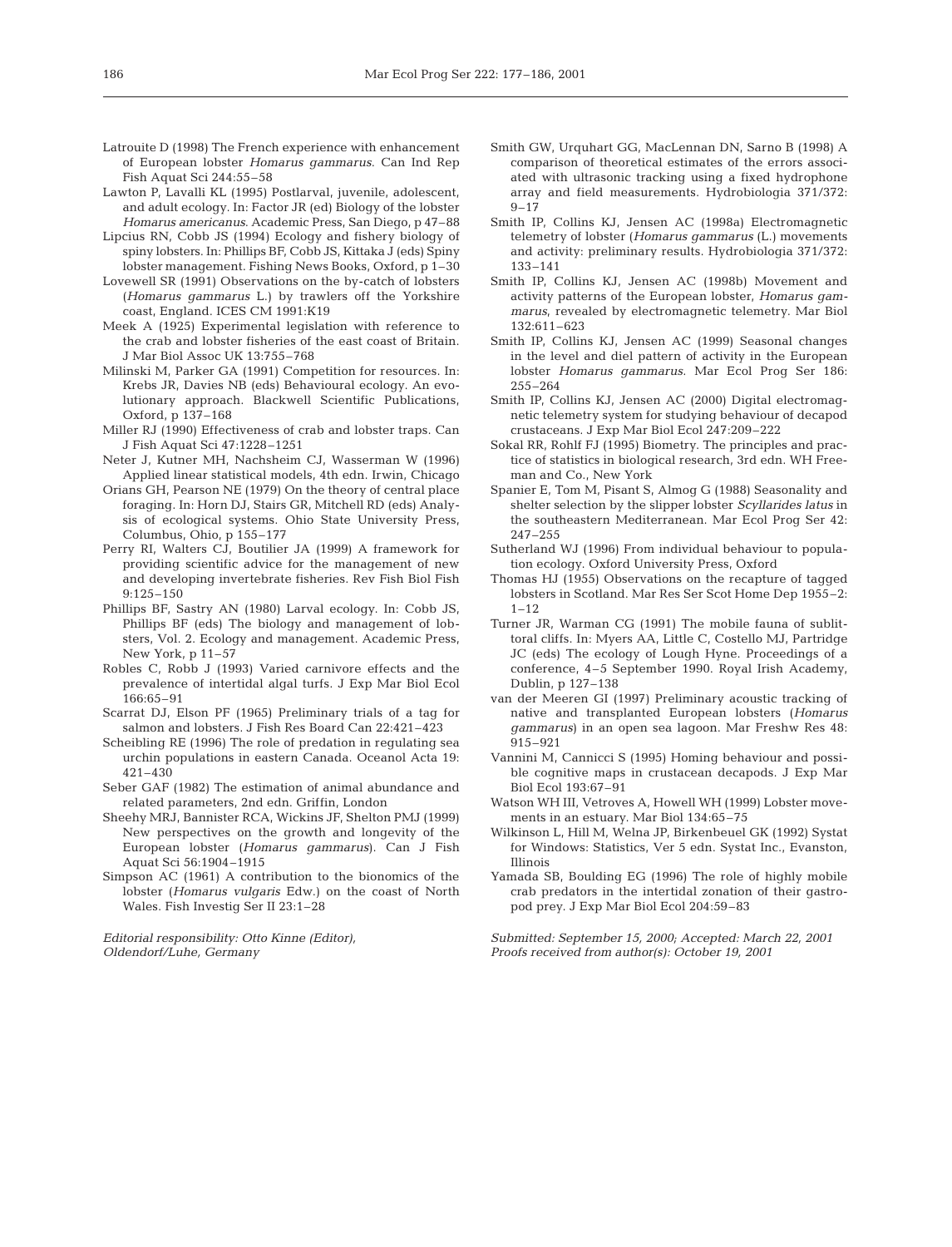Latrouite D (1998) The French experience with enhancement of European lobster *Homarus gammarus*. Can Ind Rep Fish Aquat Sci 244:55–58

Lawton P, Lavalli KL (1995) Postlarval, juvenile, adolescent, and adult ecology. In: Factor JR (ed) Biology of the lobster *Homarus americanus*. Academic Press, San Diego, p 47–88

Lipcius RN, Cobb JS (1994) Ecology and fishery biology of spiny lobsters. In: Phillips BF, Cobb JS, Kittaka J (eds) Spiny lobster management. Fishing News Books, Oxford, p 1–30

Lovewell SR (1991) Observations on the by-catch of lobsters (*Homarus gammarus* L.) by trawlers off the Yorkshire coast, England. ICES CM 1991:K19

Meek A (1925) Experimental legislation with reference to the crab and lobster fisheries of the east coast of Britain. J Mar Biol Assoc UK 13:755–768

Milinski M, Parker GA (1991) Competition for resources. In: Krebs JR, Davies NB (eds) Behavioural ecology. An evolutionary approach. Blackwell Scientific Publications, Oxford, p 137–168

Miller RJ (1990) Effectiveness of crab and lobster traps. Can J Fish Aquat Sci 47:1228–1251

Neter J, Kutner MH, Nachsheim CJ, Wasserman W (1996) Applied linear statistical models, 4th edn. Irwin, Chicago

Orians GH, Pearson NE (1979) On the theory of central place foraging. In: Horn DJ, Stairs GR, Mitchell RD (eds) Analysis of ecological systems. Ohio State University Press, Columbus, Ohio, p 155–177

Perry RI, Walters CJ, Boutilier JA (1999) A framework for providing scientific advice for the management of new and developing invertebrate fisheries. Rev Fish Biol Fish 9:125–150

Phillips BF, Sastry AN (1980) Larval ecology. In: Cobb JS, Phillips BF (eds) The biology and management of lobsters, Vol. 2. Ecology and management. Academic Press, New York, p 11–57

Robles C, Robb J (1993) Varied carnivore effects and the prevalence of intertidal algal turfs. J Exp Mar Biol Ecol 166:65–91

Scarrat DJ, Elson PF (1965) Preliminary trials of a tag for salmon and lobsters. J Fish Res Board Can 22:421–423

Scheibling RE (1996) The role of predation in regulating sea urchin populations in eastern Canada. Oceanol Acta 19: 421–430

Seber GAF (1982) The estimation of animal abundance and related parameters, 2nd edn. Griffin, London

Sheehy MRJ, Bannister RCA, Wickins JF, Shelton PMJ (1999) New perspectives on the growth and longevity of the European lobster (*Homarus gammarus*). Can J Fish Aquat Sci 56:1904–1915

Simpson AC (1961) A contribution to the bionomics of the lobster (*Homarus vulgaris* Edw.) on the coast of North Wales. Fish Investig Ser II 23:1–28

Smith GW, Urquhart GG, MacLennan DN, Sarno B (1998) A comparison of theoretical estimates of the errors associated with ultrasonic tracking using a fixed hydrophone array and field measurements. Hydrobiologia 371/372: 9–17

Smith IP, Collins KJ, Jensen AC (1998a) Electromagnetic telemetry of lobster (*Homarus gammarus* (L.) movements and activity: preliminary results. Hydrobiologia 371/372: 133–141

Smith IP, Collins KJ, Jensen AC (1998b) Movement and activity patterns of the European lobster, *Homarus gammarus*, revealed by electromagnetic telemetry. Mar Biol 132:611–623

Smith IP, Collins KJ, Jensen AC (1999) Seasonal changes in the level and diel pattern of activity in the European lobster *Homarus gammarus*. Mar Ecol Prog Ser 186: 255–264

Smith IP, Collins KJ, Jensen AC (2000) Digital electromagnetic telemetry system for studying behaviour of decapod crustaceans. J Exp Mar Biol Ecol 247:209–222

Sokal RR, Rohlf FJ (1995) Biometry. The principles and practice of statistics in biological research, 3rd edn. WH Freeman and Co., New York

Spanier E, Tom M, Pisant S, Almog G (1988) Seasonality and shelter selection by the slipper lobster *Scyllarides latus* in the southeastern Mediterranean. Mar Ecol Prog Ser 42: 247–255

Sutherland WJ (1996) From individual behaviour to population ecology. Oxford University Press, Oxford

Thomas HJ (1955) Observations on the recapture of tagged lobsters in Scotland. Mar Res Ser Scot Home Dep 1955–2: 1–12

Turner JR, Warman CG (1991) The mobile fauna of sublittoral cliffs. In: Myers AA, Little C, Costello MJ, Partridge JC (eds) The ecology of Lough Hyne. Proceedings of a conference, 4–5 September 1990. Royal Irish Academy, Dublin, p 127–138

van der Meeren GI (1997) Preliminary acoustic tracking of native and transplanted European lobsters (*Homarus gammarus*) in an open sea lagoon. Mar Freshw Res 48: 915–921

Vannini M, Cannicci S (1995) Homing behaviour and possible cognitive maps in crustacean decapods. J Exp Mar Biol Ecol 193:67–91

Watson WH III, Vetroves A, Howell WH (1999) Lobster movements in an estuary. Mar Biol 134:65–75

Wilkinson L, Hill M, Welna JP, Birkenbeuel GK (1992) Systat for Windows: Statistics, Ver 5 edn. Systat Inc., Evanston, Illinois

Yamada SB, Boulding EG (1996) The role of highly mobile crab predators in the intertidal zonation of their gastropod prey. J Exp Mar Biol Ecol 204:59–83

*Editorial responsibility: Otto Kinne (Editor), Oldendorf/Luhe, Germany*

*Submitted: September 15, 2000; Accepted: March 22, 2001*
*Proofs received from author(s): October 19, 2001*